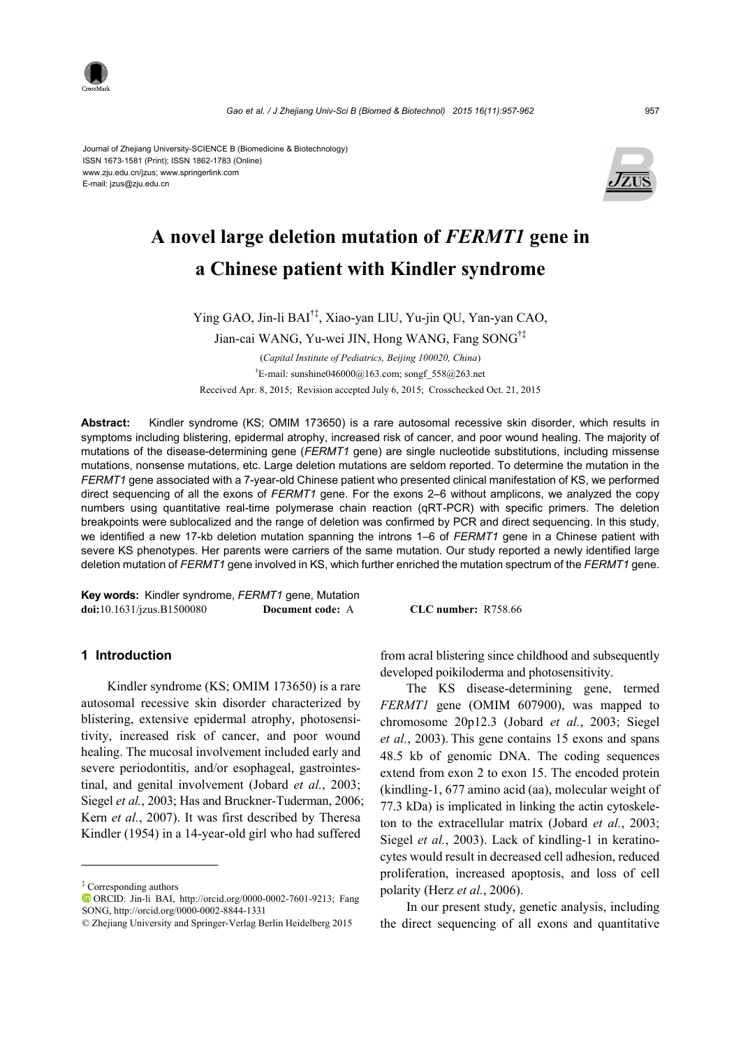Journal of Zhejiang University-SCIENCE B (Biomedicine & Biotechnology)
ISSN 1673-1581 (Print); ISSN 1862-1783 (Online)
www.zju.edu.cn/jzus; www.springerlink.com
E-mail: jzus@zju.edu.cn

# A novel large deletion mutation of *FERMT1* gene in a Chinese patient with Kindler syndrome

Ying GAO, Jin-li BAI[†‡], Xiao-yan LIU, Yu-jin QU, Yan-yan CAO, Jian-cai WANG, Yu-wei JIN, Hong WANG, Fang SONG[†‡]

(*Capital Institute of Pediatrics, Beijing 100020, China*)

[†]E-mail: sunshine046000@163.com; songf_558@263.net

Received Apr. 8, 2015; Revision accepted July 6, 2015; Crosschecked Oct. 21, 2015

**Abstract:** Kindler syndrome (KS; OMIM 173650) is a rare autosomal recessive skin disorder, which results in symptoms including blistering, epidermal atrophy, increased risk of cancer, and poor wound healing. The majority of mutations of the disease-determining gene (*FERMT1* gene) are single nucleotide substitutions, including missense mutations, nonsense mutations, etc. Large deletion mutations are seldom reported. To determine the mutation in the *FERMT1* gene associated with a 7-year-old Chinese patient who presented clinical manifestation of KS, we performed direct sequencing of all the exons of *FERMT1* gene. For the exons 2–6 without amplicons, we analyzed the copy numbers using quantitative real-time polymerase chain reaction (qRT-PCR) with specific primers. The deletion breakpoints were sublocalized and the range of deletion was confirmed by PCR and direct sequencing. In this study, we identified a new 17-kb deletion mutation spanning the introns 1–6 of *FERMT1* gene in a Chinese patient with severe KS phenotypes. Her parents were carriers of the same mutation. Our study reported a newly identified large deletion mutation of *FERMT1* gene involved in KS, which further enriched the mutation spectrum of the *FERMT1* gene.

**Key words:** Kindler syndrome, *FERMT1* gene, Mutation
**doi:**10.1631/jzus.B1500080 **Document code:** A **CLC number:** R758.66

## 1 Introduction

Kindler syndrome (KS; OMIM 173650) is a rare autosomal recessive skin disorder characterized by blistering, extensive epidermal atrophy, photosensitivity, increased risk of cancer, and poor wound healing. The mucosal involvement included early and severe periodontitis, and/or esophageal, gastrointestinal, and genital involvement (Jobard *et al.*, 2003; Siegel *et al.*, 2003; Has and Bruckner-Tuderman, 2006; Kern *et al.*, 2007). It was first described by Theresa Kindler (1954) in a 14-year-old girl who had suffered from acral blistering since childhood and subsequently developed poikiloderma and photosensitivity.

The KS disease-determining gene, termed *FERMT1* gene (OMIM 607900), was mapped to chromosome 20p12.3 (Jobard *et al.*, 2003; Siegel *et al.*, 2003). This gene contains 15 exons and spans 48.5 kb of genomic DNA. The coding sequences extend from exon 2 to exon 15. The encoded protein (kindling-1, 677 amino acid (aa), molecular weight of 77.3 kDa) is implicated in linking the actin cytoskeleton to the extracellular matrix (Jobard *et al.*, 2003; Siegel *et al.*, 2003). Lack of kindling-1 in keratinocytes would result in decreased cell adhesion, reduced proliferation, increased apoptosis, and loss of cell polarity (Herz *et al.*, 2006).

In our present study, genetic analysis, including the direct sequencing of all exons and quantitative

---

[‡] Corresponding authors

ORCID: Jin-li BAI, http://orcid.org/0000-0002-7601-9213; Fang SONG, http://orcid.org/0000-0002-8844-1331

© Zhejiang University and Springer-Verlag Berlin Heidelberg 2015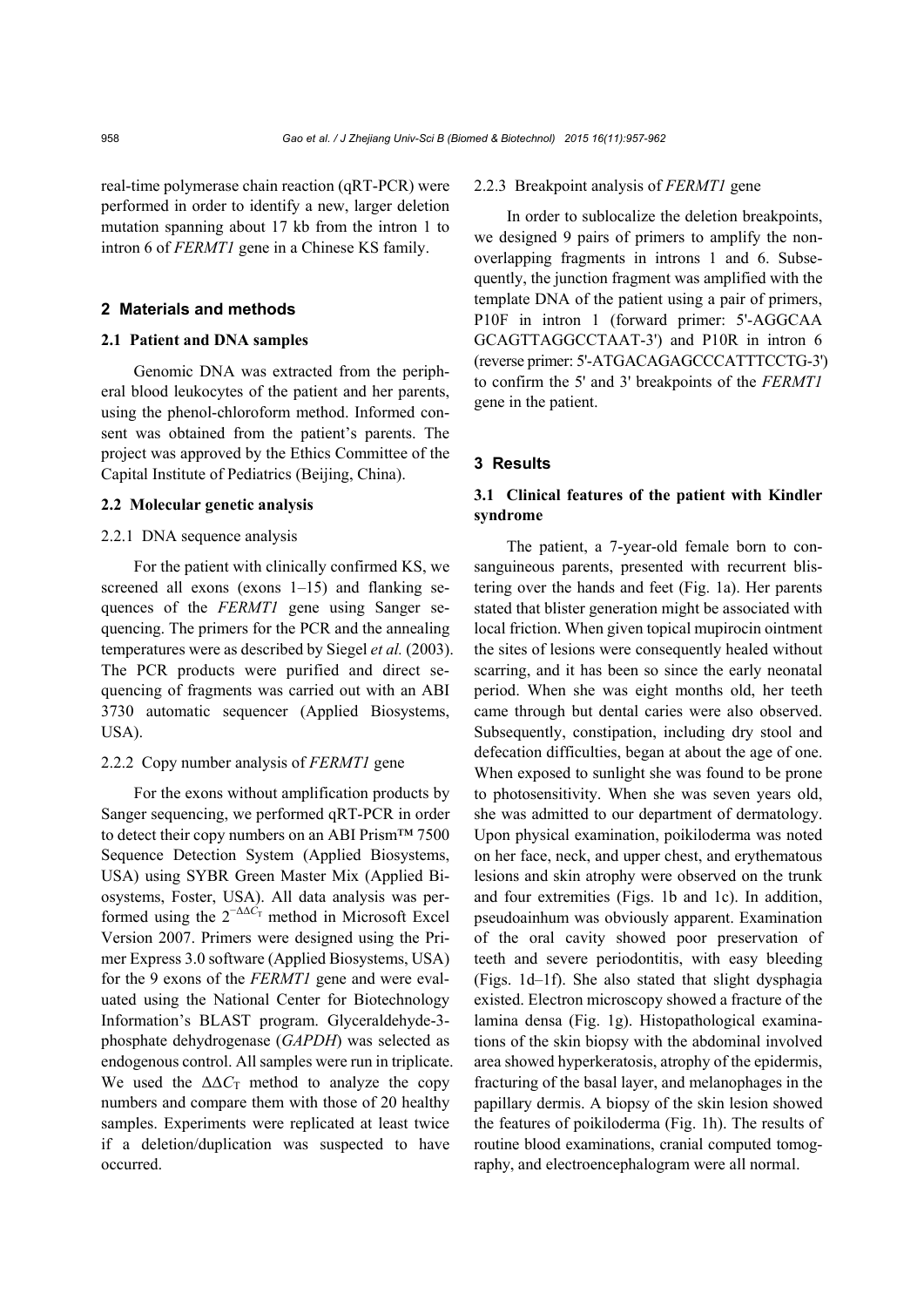real-time polymerase chain reaction (qRT-PCR) were performed in order to identify a new, larger deletion mutation spanning about 17 kb from the intron 1 to intron 6 of *FERMT1* gene in a Chinese KS family.

## 2 Materials and methods

### 2.1 Patient and DNA samples

Genomic DNA was extracted from the peripheral blood leukocytes of the patient and her parents, using the phenol-chloroform method. Informed consent was obtained from the patient's parents. The project was approved by the Ethics Committee of the Capital Institute of Pediatrics (Beijing, China).

### 2.2 Molecular genetic analysis

#### 2.2.1 DNA sequence analysis

For the patient with clinically confirmed KS, we screened all exons (exons 1–15) and flanking sequences of the *FERMT1* gene using Sanger sequencing. The primers for the PCR and the annealing temperatures were as described by Siegel *et al.* (2003). The PCR products were purified and direct sequencing of fragments was carried out with an ABI 3730 automatic sequencer (Applied Biosystems, USA).

#### 2.2.2 Copy number analysis of *FERMT1* gene

For the exons without amplification products by Sanger sequencing, we performed qRT-PCR in order to detect their copy numbers on an ABI Prism™ 7500 Sequence Detection System (Applied Biosystems, USA) using SYBR Green Master Mix (Applied Biosystems, Foster, USA). All data analysis was performed using the $2^{-\Delta\Delta C_T}$ method in Microsoft Excel Version 2007. Primers were designed using the Primer Express 3.0 software (Applied Biosystems, USA) for the 9 exons of the *FERMT1* gene and were evaluated using the National Center for Biotechnology Information's BLAST program. Glyceraldehyde-3-phosphate dehydrogenase (*GAPDH*) was selected as endogenous control. All samples were run in triplicate. We used the $\Delta\Delta C_T$ method to analyze the copy numbers and compare them with those of 20 healthy samples. Experiments were replicated at least twice if a deletion/duplication was suspected to have occurred.

#### 2.2.3 Breakpoint analysis of *FERMT1* gene

In order to sublocalize the deletion breakpoints, we designed 9 pairs of primers to amplify the non-overlapping fragments in introns 1 and 6. Subsequently, the junction fragment was amplified with the template DNA of the patient using a pair of primers, P10F in intron 1 (forward primer: 5'-AGGCAA GCAGTTAGGCCTAAT-3') and P10R in intron 6 (reverse primer: 5'-ATGACAGAGCCCATTTCCTG-3') to confirm the 5' and 3' breakpoints of the *FERMT1* gene in the patient.

## 3 Results

### 3.1 Clinical features of the patient with Kindler syndrome

The patient, a 7-year-old female born to consanguineous parents, presented with recurrent blistering over the hands and feet (Fig. 1a). Her parents stated that blister generation might be associated with local friction. When given topical mupirocin ointment the sites of lesions were consequently healed without scarring, and it has been so since the early neonatal period. When she was eight months old, her teeth came through but dental caries were also observed. Subsequently, constipation, including dry stool and defecation difficulties, began at about the age of one. When exposed to sunlight she was found to be prone to photosensitivity. When she was seven years old, she was admitted to our department of dermatology. Upon physical examination, poikiloderma was noted on her face, neck, and upper chest, and erythematous lesions and skin atrophy were observed on the trunk and four extremities (Figs. 1b and 1c). In addition, pseudoainhum was obviously apparent. Examination of the oral cavity showed poor preservation of teeth and severe periodontitis, with easy bleeding (Figs. 1d–1f). She also stated that slight dysphagia existed. Electron microscopy showed a fracture of the lamina densa (Fig. 1g). Histopathological examinations of the skin biopsy with the abdominal involved area showed hyperkeratosis, atrophy of the epidermis, fracturing of the basal layer, and melanophages in the papillary dermis. A biopsy of the skin lesion showed the features of poikiloderma (Fig. 1h). The results of routine blood examinations, cranial computed tomography, and electroencephalogram were all normal.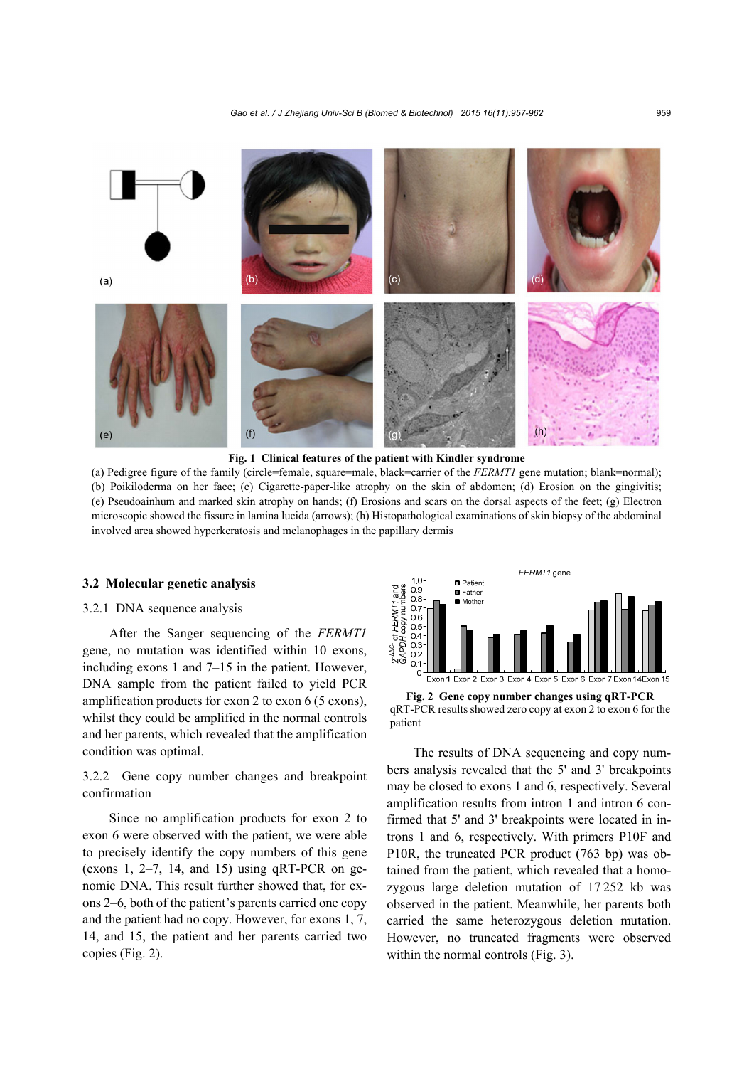**Fig. 1 Clinical features of the patient with Kindler syndrome**

(a) Pedigree figure of the family (circle=female, square=male, black=carrier of the *FERMT1* gene mutation; blank=normal); (b) Poikiloderma on her face; (c) Cigarette-paper-like atrophy on the skin of abdomen; (d) Erosion on the gingivitis; (e) Pseudoainhum and marked skin atrophy on hands; (f) Erosions and scars on the dorsal aspects of the feet; (g) Electron microscopic showed the fissure in lamina lucida (arrows); (h) Histopathological examinations of skin biopsy of the abdominal involved area showed hyperkeratosis and melanophages in the papillary dermis

### 3.2 Molecular genetic analysis

#### 3.2.1 DNA sequence analysis

After the Sanger sequencing of the *FERMT1* gene, no mutation was identified within 10 exons, including exons 1 and 7–15 in the patient. However, DNA sample from the patient failed to yield PCR amplification products for exon 2 to exon 6 (5 exons), whilst they could be amplified in the normal controls and her parents, which revealed that the amplification condition was optimal.

#### 3.2.2 Gene copy number changes and breakpoint confirmation

Since no amplification products for exon 2 to exon 6 were observed with the patient, we were able to precisely identify the copy numbers of this gene (exons 1, 2–7, 14, and 15) using qRT-PCR on genomic DNA. This result further showed that, for exons 2–6, both of the patient's parents carried one copy and the patient had no copy. However, for exons 1, 7, 14, and 15, the patient and her parents carried two copies (Fig. 2).

**Fig. 2 Gene copy number changes using qRT-PCR**

qRT-PCR results showed zero copy at exon 2 to exon 6 for the patient

The results of DNA sequencing and copy numbers analysis revealed that the 5' and 3' breakpoints may be closed to exons 1 and 6, respectively. Several amplification results from intron 1 and intron 6 confirmed that 5' and 3' breakpoints were located in introns 1 and 6, respectively. With primers P10F and P10R, the truncated PCR product (763 bp) was obtained from the patient, which revealed that a homozygous large deletion mutation of 17 252 kb was observed in the patient. Meanwhile, her parents both carried the same heterozygous deletion mutation. However, no truncated fragments were observed within the normal controls (Fig. 3).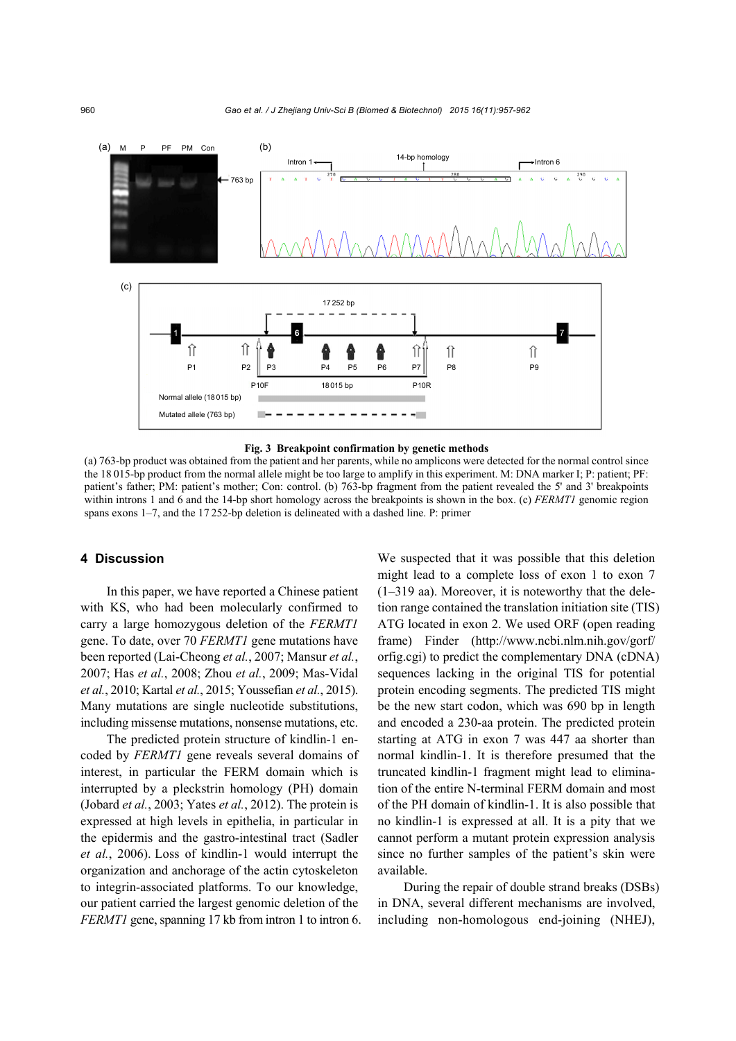**Fig. 3 Breakpoint confirmation by genetic methods**

(a) 763-bp product was obtained from the patient and her parents, while no amplicons were detected for the normal control since the 18 015-bp product from the normal allele might be too large to amplify in this experiment. M: DNA marker I; P: patient; PF: patient's father; PM: patient's mother; Con: control. (b) 763-bp fragment from the patient revealed the 5' and 3' breakpoints within introns 1 and 6 and the 14-bp short homology across the breakpoints is shown in the box. (c) *FERMT1* genomic region spans exons 1–7, and the 17 252-bp deletion is delineated with a dashed line. P: primer

## 4 Discussion

In this paper, we have reported a Chinese patient with KS, who had been molecularly confirmed to carry a large homozygous deletion of the *FERMT1* gene. To date, over 70 *FERMT1* gene mutations have been reported (Lai-Cheong *et al.*, 2007; Mansur *et al.*, 2007; Has *et al.*, 2008; Zhou *et al.*, 2009; Mas-Vidal *et al.*, 2010; Kartal *et al.*, 2015; Youssefian *et al.*, 2015). Many mutations are single nucleotide substitutions, including missense mutations, nonsense mutations, etc.

The predicted protein structure of kindlin-1 encoded by *FERMT1* gene reveals several domains of interest, in particular the FERM domain which is interrupted by a pleckstrin homology (PH) domain (Jobard *et al.*, 2003; Yates *et al.*, 2012). The protein is expressed at high levels in epithelia, in particular in the epidermis and the gastro-intestinal tract (Sadler *et al.*, 2006). Loss of kindlin-1 would interrupt the organization and anchorage of the actin cytoskeleton to integrin-associated platforms. To our knowledge, our patient carried the largest genomic deletion of the *FERMT1* gene, spanning 17 kb from intron 1 to intron 6. We suspected that it was possible that this deletion might lead to a complete loss of exon 1 to exon 7 (1–319 aa). Moreover, it is noteworthy that the deletion range contained the translation initiation site (TIS) ATG located in exon 2. We used ORF (open reading frame) Finder (http://www.ncbi.nlm.nih.gov/gorf/orfig.cgi) to predict the complementary DNA (cDNA) sequences lacking in the original TIS for potential protein encoding segments. The predicted TIS might be the new start codon, which was 690 bp in length and encoded a 230-aa protein. The predicted protein starting at ATG in exon 7 was 447 aa shorter than normal kindlin-1. It is therefore presumed that the truncated kindlin-1 fragment might lead to elimination of the entire N-terminal FERM domain and most of the PH domain of kindlin-1. It is also possible that no kindlin-1 is expressed at all. It is a pity that we cannot perform a mutant protein expression analysis since no further samples of the patient's skin were available.

During the repair of double strand breaks (DSBs) in DNA, several different mechanisms are involved, including non-homologous end-joining (NHEJ),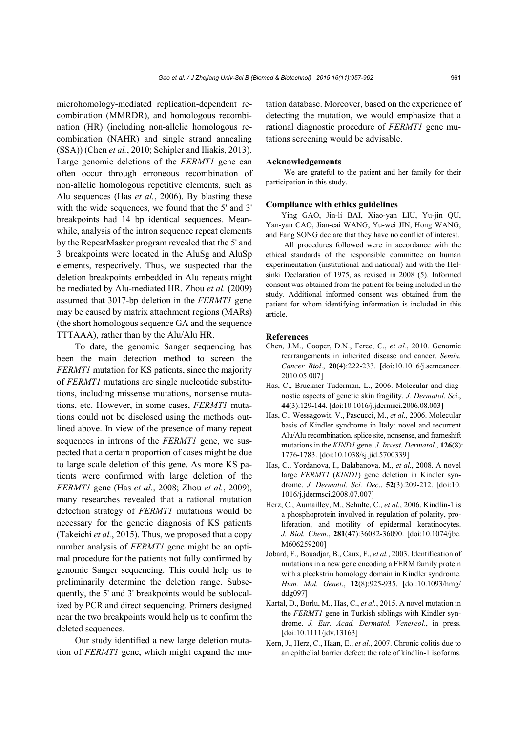microhomology-mediated replication-dependent recombination (MMRDR), and homologous recombination (HR) (including non-allelic homologous recombination (NAHR) and single strand annealing (SSA)) (Chen *et al.*, 2010; Schipler and Iliakis, 2013). Large genomic deletions of the *FERMT1* gene can often occur through erroneous recombination of non-allelic homologous repetitive elements, such as Alu sequences (Has *et al.*, 2006). By blasting these with the wide sequences, we found that the 5' and 3' breakpoints had 14 bp identical sequences. Meanwhile, analysis of the intron sequence repeat elements by the RepeatMasker program revealed that the 5' and 3' breakpoints were located in the AluSg and AluSp elements, respectively. Thus, we suspected that the deletion breakpoints embedded in Alu repeats might be mediated by Alu-mediated HR. Zhou *et al.* (2009) assumed that 3017-bp deletion in the *FERMT1* gene may be caused by matrix attachment regions (MARs) (the short homologous sequence GA and the sequence TTTAAA), rather than by the Alu/Alu HR.

To date, the genomic Sanger sequencing has been the main detection method to screen the *FERMT1* mutation for KS patients, since the majority of *FERMT1* mutations are single nucleotide substitutions, including missense mutations, nonsense mutations, etc. However, in some cases, *FERMT1* mutations could not be disclosed using the methods outlined above. In view of the presence of many repeat sequences in introns of the *FERMT1* gene, we suspected that a certain proportion of cases might be due to large scale deletion of this gene. As more KS patients were confirmed with large deletion of the *FERMT1* gene (Has *et al.*, 2008; Zhou *et al.*, 2009), many researches revealed that a rational mutation detection strategy of *FERMT1* mutations would be necessary for the genetic diagnosis of KS patients (Takeichi *et al.*, 2015). Thus, we proposed that a copy number analysis of *FERMT1* gene might be an optimal procedure for the patients not fully confirmed by genomic Sanger sequencing. This could help us to preliminarily determine the deletion range. Subsequently, the 5' and 3' breakpoints would be sublocalized by PCR and direct sequencing. Primers designed near the two breakpoints would help us to confirm the deleted sequences.

Our study identified a new large deletion mutation of *FERMT1* gene, which might expand the mutation database. Moreover, based on the experience of detecting the mutation, we would emphasize that a rational diagnostic procedure of *FERMT1* gene mutations screening would be advisable.

## Acknowledgements

We are grateful to the patient and her family for their participation in this study.

## Compliance with ethics guidelines

Ying GAO, Jin-li BAI, Xiao-yan LIU, Yu-jin QU, Yan-yan CAO, Jian-cai WANG, Yu-wei JIN, Hong WANG, and Fang SONG declare that they have no conflict of interest.

All procedures followed were in accordance with the ethical standards of the responsible committee on human experimentation (institutional and national) and with the Helsinki Declaration of 1975, as revised in 2008 (5). Informed consent was obtained from the patient for being included in the study. Additional informed consent was obtained from the patient for whom identifying information is included in this article.

## References

Chen, J.M., Cooper, D.N., Ferec, C., *et al.*, 2010. Genomic rearrangements in inherited disease and cancer. *Semin. Cancer Biol*., **20**(4):222-233. [doi:10.1016/j.semcancer.2010.05.007]

Has, C., Bruckner-Tuderman, L., 2006. Molecular and diagnostic aspects of genetic skin fragility. *J. Dermatol. Sci*., **44**(3):129-144. [doi:10.1016/j.jdermsci.2006.08.003]

Has, C., Wessagowit, V., Pascucci, M., *et al.*, 2006. Molecular basis of Kindler syndrome in Italy: novel and recurrent Alu/Alu recombination, splice site, nonsense, and frameshift mutations in the *KIND1* gene. *J. Invest. Dermatol*., **126**(8):1776-1783. [doi:10.1038/sj.jid.5700339]

Has, C., Yordanova, I., Balabanova, M., *et al.*, 2008. A novel large *FERMT1* (*KIND1*) gene deletion in Kindler syndrome. *J. Dermatol. Sci. Dec*., **52**(3):209-212. [doi:10.1016/j.jdermsci.2008.07.007]

Herz, C., Aumailley, M., Schulte, C., *et al.*, 2006. Kindlin-1 is a phosphoprotein involved in regulation of polarity, proliferation, and motility of epidermal keratinocytes. *J. Biol. Chem*., **281**(47):36082-36090. [doi:10.1074/jbc.M606259200]

Jobard, F., Bouadjar, B., Caux, F., *et al.*, 2003. Identification of mutations in a new gene encoding a FERM family protein with a pleckstrin homology domain in Kindler syndrome. *Hum. Mol. Genet*., **12**(8):925-935. [doi:10.1093/hmg/ddg097]

Kartal, D., Borlu, M., Has, C., *et al.*, 2015. A novel mutation in the *FERMT1* gene in Turkish siblings with Kindler syndrome. *J. Eur. Acad. Dermatol. Venereol*., in press. [doi:10.1111/jdv.13163]

Kern, J., Herz, C., Haan, E., *et al.*, 2007. Chronic colitis due to an epithelial barrier defect: the role of kindlin-1 isoforms.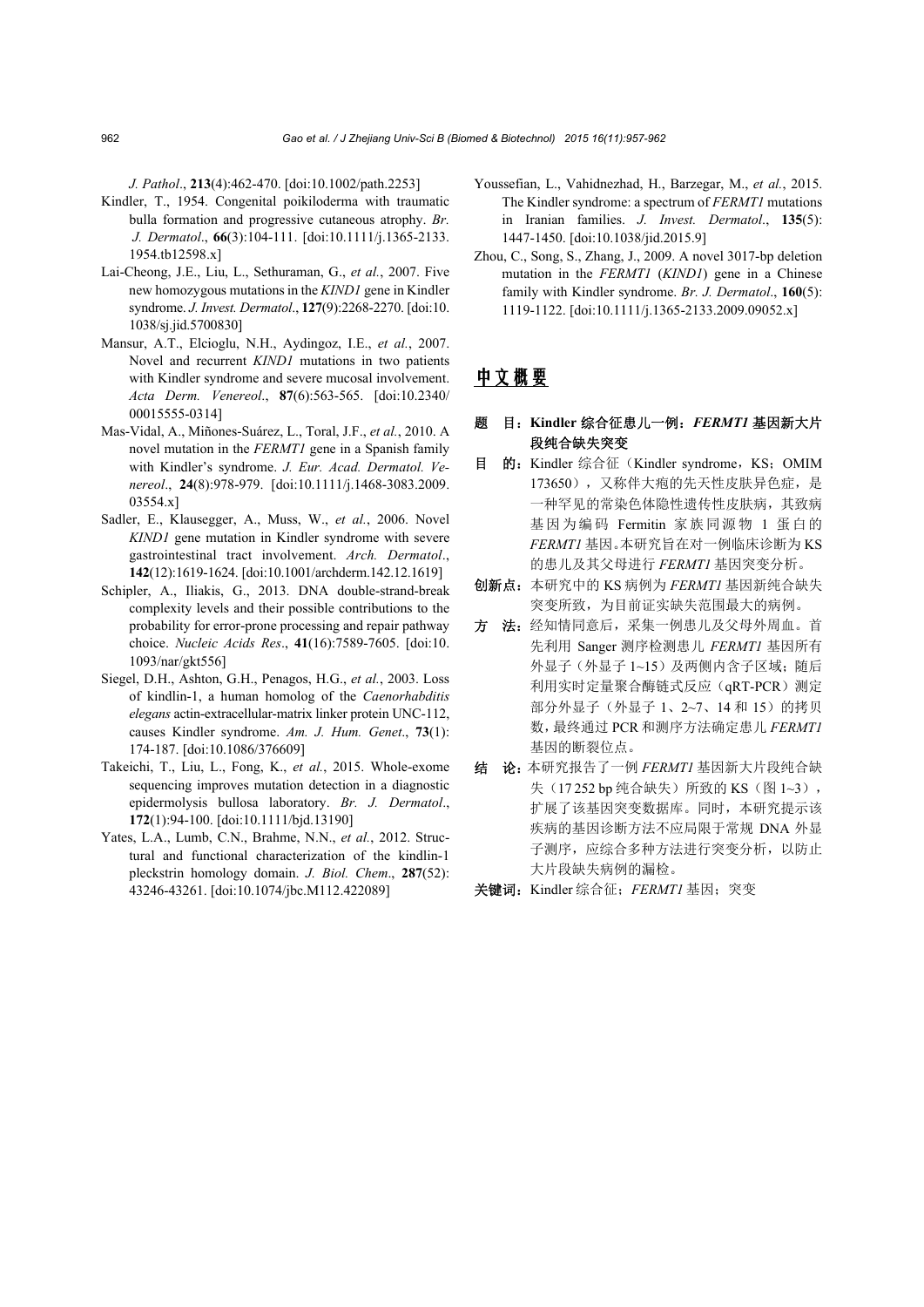*J. Pathol*., **213**(4):462-470. [doi:10.1002/path.2253]

Kindler, T., 1954. Congenital poikiloderma with traumatic bulla formation and progressive cutaneous atrophy. *Br. J. Dermatol*., **66**(3):104-111. [doi:10.1111/j.1365-2133.1954.tb12598.x]

Lai-Cheong, J.E., Liu, L., Sethuraman, G., *et al.*, 2007. Five new homozygous mutations in the *KIND1* gene in Kindler syndrome. *J. Invest. Dermatol*., **127**(9):2268-2270. [doi:10.1038/sj.jid.5700830]

Mansur, A.T., Elcioglu, N.H., Aydingoz, I.E., *et al.*, 2007. Novel and recurrent *KIND1* mutations in two patients with Kindler syndrome and severe mucosal involvement. *Acta Derm. Venereol*., **87**(6):563-565. [doi:10.2340/00015555-0314]

Mas-Vidal, A., Miñones-Suárez, L., Toral, J.F., *et al.*, 2010. A novel mutation in the *FERMT1* gene in a Spanish family with Kindler's syndrome. *J. Eur. Acad. Dermatol. Venereol*., **24**(8):978-979. [doi:10.1111/j.1468-3083.2009.03554.x]

Sadler, E., Klausegger, A., Muss, W., *et al.*, 2006. Novel *KIND1* gene mutation in Kindler syndrome with severe gastrointestinal tract involvement. *Arch. Dermatol*., **142**(12):1619-1624. [doi:10.1001/archderm.142.12.1619]

Schipler, A., Iliakis, G., 2013. DNA double-strand-break complexity levels and their possible contributions to the probability for error-prone processing and repair pathway choice. *Nucleic Acids Res*., **41**(16):7589-7605. [doi:10.1093/nar/gkt556]

Siegel, D.H., Ashton, G.H., Penagos, H.G., *et al.*, 2003. Loss of kindlin-1, a human homolog of the *Caenorhabditis elegans* actin-extracellular-matrix linker protein UNC-112, causes Kindler syndrome. *Am. J. Hum. Genet*., **73**(1):174-187. [doi:10.1086/376609]

Takeichi, T., Liu, L., Fong, K., *et al.*, 2015. Whole-exome sequencing improves mutation detection in a diagnostic epidermolysis bullosa laboratory. *Br. J. Dermatol*., **172**(1):94-100. [doi:10.1111/bjd.13190]

Yates, L.A., Lumb, C.N., Brahme, N.N., *et al.*, 2012. Structural and functional characterization of the kindlin-1 pleckstrin homology domain. *J. Biol. Chem*., **287**(52):43246-43261. [doi:10.1074/jbc.M112.422089]

Youssefian, L., Vahidnezhad, H., Barzegar, M., *et al.*, 2015. The Kindler syndrome: a spectrum of *FERMT1* mutations in Iranian families. *J. Invest. Dermatol*., **135**(5):1447-1450. [doi:10.1038/jid.2015.9]

Zhou, C., Song, S., Zhang, J., 2009. A novel 3017-bp deletion mutation in the *FERMT1* (*KIND1*) gene in a Chinese family with Kindler syndrome. *Br. J. Dermatol*., **160**(5):1119-1122. [doi:10.1111/j.1365-2133.2009.09052.x]

## 中文概要

**题　目：Kindler 综合征患儿一例：*FERMT1* 基因新大片段纯合缺失突变**

**目　的：**Kindler 综合征（Kindler syndrome，KS；OMIM 173650），又称伴大疱的先天性皮肤异色症，是一种罕见的常染色体隐性遗传性皮肤病，其致病基因为编码 Fermitin 家族同源物 1 蛋白的 *FERMT1* 基因。本研究旨在对一例临床诊断为 KS 的患儿及其父母进行 *FERMT1* 基因突变分析。

**创新点：**本研究中的 KS 病例为 *FERMT1* 基因新纯合缺失突变所致，为目前证实缺失范围最大的病例。

**方　法：**经知情同意后，采集一例患儿及父母外周血。首先利用 Sanger 测序检测患儿 *FERMT1* 基因所有外显子（外显子 1~15）及两侧内含子区域；随后利用实时定量聚合酶链式反应（qRT-PCR）测定部分外显子（外显子 1、2~7、14 和 15）的拷贝数，最终通过 PCR 和测序方法确定患儿 *FERMT1* 基因的断裂位点。

**结　论：**本研究报告了一例 *FERMT1* 基因新大片段纯合缺失（17 252 bp 纯合缺失）所致的 KS（图 1~3），扩展了该基因突变数据库。同时，本研究提示该疾病的基因诊断方法不应局限于常规 DNA 外显子测序，应综合多种方法进行突变分析，以防止大片段缺失病例的漏检。

**关键词：**Kindler 综合征；*FERMT1* 基因；突变